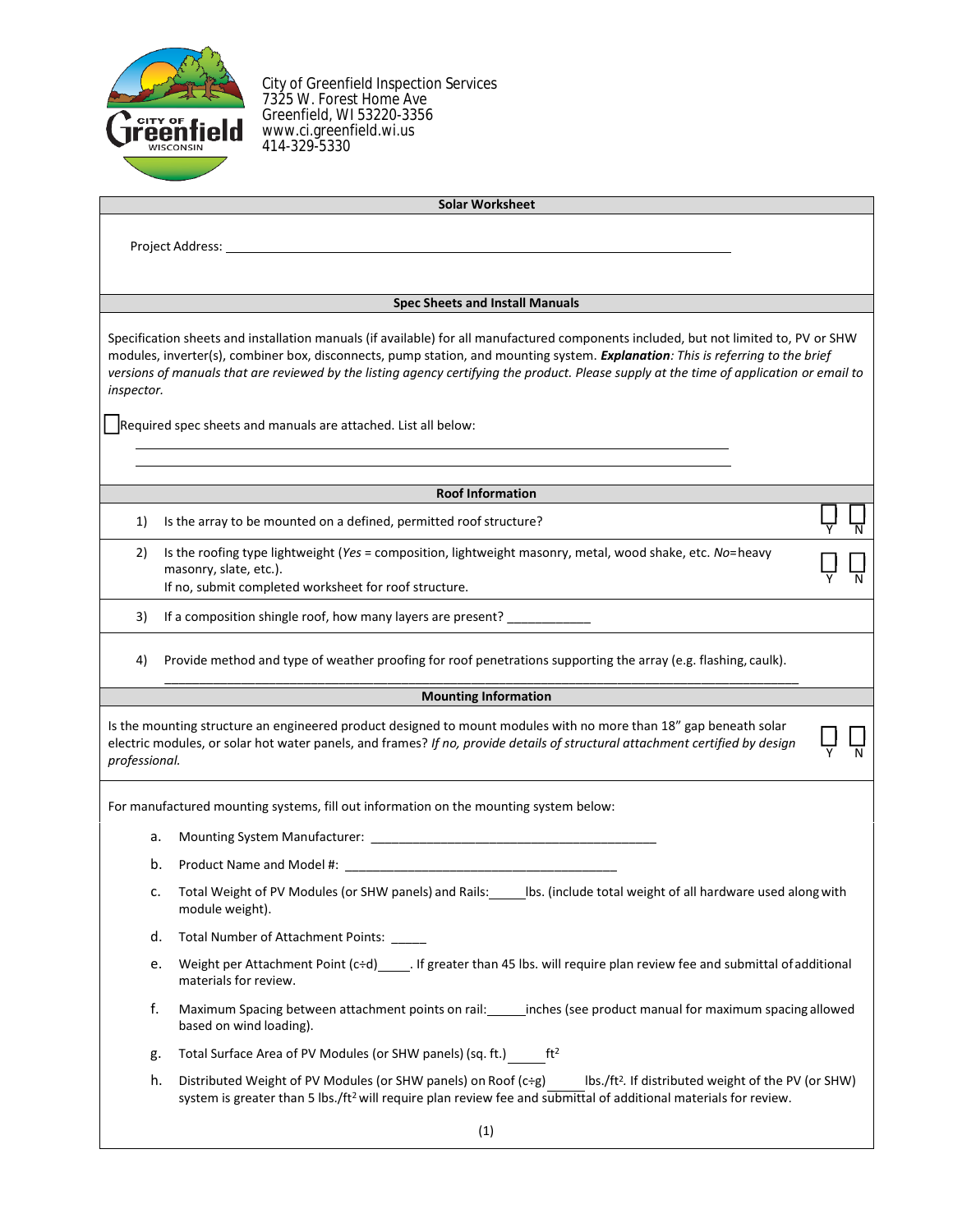City of Greenfield Inspection Services
7325 W. Forest Home Ave
Greenfield, WI 53220-3356
www.ci.greenfield.wi.us
414-329-5330

## Solar Worksheet

Project Address: ______________________________________________________________

### Spec Sheets and Install Manuals

Specification sheets and installation manuals (if available) for all manufactured components included, but not limited to, PV or SHW modules, inverter(s), combiner box, disconnects, pump station, and mounting system. ***Explanation****: This is referring to the brief versions of manuals that are reviewed by the listing agency certifying the product. Please supply at the time of application or email to inspector.*

☐ Required spec sheets and manuals are attached. List all below:

______________________________________________________________

______________________________________________________________

### Roof Information

1) Is the array to be mounted on a defined, permitted roof structure? ☐ Y ☐ N

2) Is the roofing type lightweight (*Yes* = composition, lightweight masonry, metal, wood shake, etc. *No*=heavy masonry, slate, etc.).
If no, submit completed worksheet for roof structure. ☐ Y ☐ N

3) If a composition shingle roof, how many layers are present? ____________

4) Provide method and type of weather proofing for roof penetrations supporting the array (e.g. flashing, caulk).
______________________________________________________________

### Mounting Information

Is the mounting structure an engineered product designed to mount modules with no more than 18" gap beneath solar electric modules, or solar hot water panels, and frames? *If no, provide details of structural attachment certified by design professional.* ☐ Y ☐ N

For manufactured mounting systems, fill out information on the mounting system below:

a. Mounting System Manufacturer: ___________________________________________

b. Product Name and Model #: ______________________________________

c. Total Weight of PV Modules (or SHW panels) and Rails:_____lbs. (include total weight of all hardware used along with module weight).

d. Total Number of Attachment Points: _____

e. Weight per Attachment Point (c÷d)_____. If greater than 45 lbs. will require plan review fee and submittal of additional materials for review.

f. Maximum Spacing between attachment points on rail:______inches (see product manual for maximum spacing allowed based on wind loading).

g. Total Surface Area of PV Modules (or SHW panels) (sq. ft.)______ $ft^2$

h. Distributed Weight of PV Modules (or SHW panels) on Roof (c÷g)______lbs./$ft^2$. If distributed weight of the PV (or SHW) system is greater than 5 lbs./$ft^2$ will require plan review fee and submittal of additional materials for review.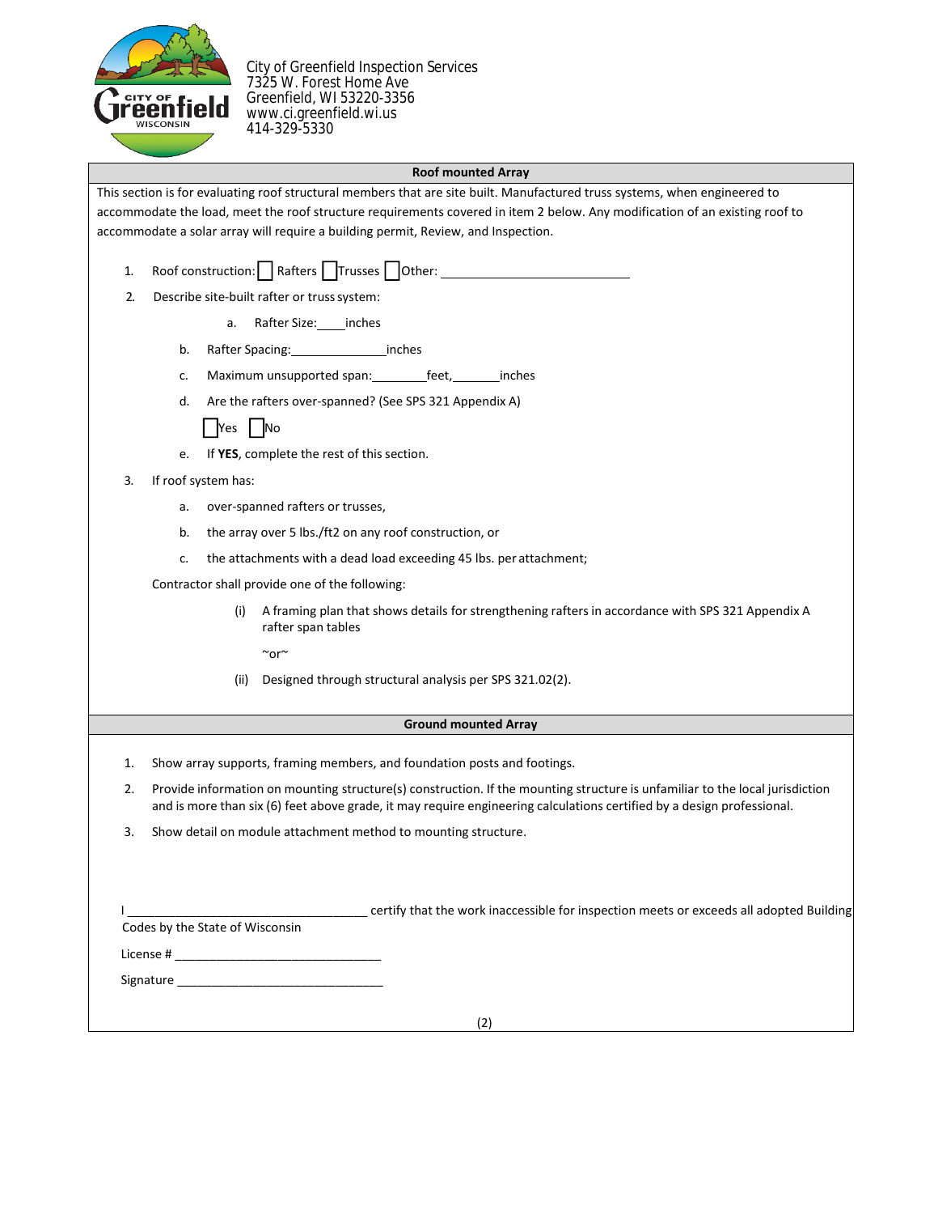City of Greenfield Inspection Services
7325 W. Forest Home Ave
Greenfield, WI 53220-3356
www.ci.greenfield.wi.us
414-329-5330

## Roof mounted Array

This section is for evaluating roof structural members that are site built. Manufactured truss systems, when engineered to accommodate the load, meet the roof structure requirements covered in item 2 below. Any modification of an existing roof to accommodate a solar array will require a building permit, Review, and Inspection.

1. Roof construction: ☐ Rafters ☐ Trusses ☐ Other: ____________________________
2. Describe site-built rafter or truss system:
   a. Rafter Size:____inches
   b. Rafter Spacing:______________inches
   c. Maximum unsupported span:________feet,_______inches
   d. Are the rafters over-spanned? (See SPS 321 Appendix A)

      ☐ Yes ☐ No
   e. If **YES**, complete the rest of this section.
3. If roof system has:
   a. over-spanned rafters or trusses,
   b. the array over 5 lbs./ft2 on any roof construction, or
   c. the attachments with a dead load exceeding 45 lbs. per attachment;

   Contractor shall provide one of the following:

   (i) A framing plan that shows details for strengthening rafters in accordance with SPS 321 Appendix A rafter span tables

   ~or~

   (ii) Designed through structural analysis per SPS 321.02(2).

## Ground mounted Array

1. Show array supports, framing members, and foundation posts and footings.
2. Provide information on mounting structure(s) construction. If the mounting structure is unfamiliar to the local jurisdiction and is more than six (6) feet above grade, it may require engineering calculations certified by a design professional.
3. Show detail on module attachment method to mounting structure.

I ___________________________________ certify that the work inaccessible for inspection meets or exceeds all adopted Building Codes by the State of Wisconsin

License # ______________________________

Signature ______________________________